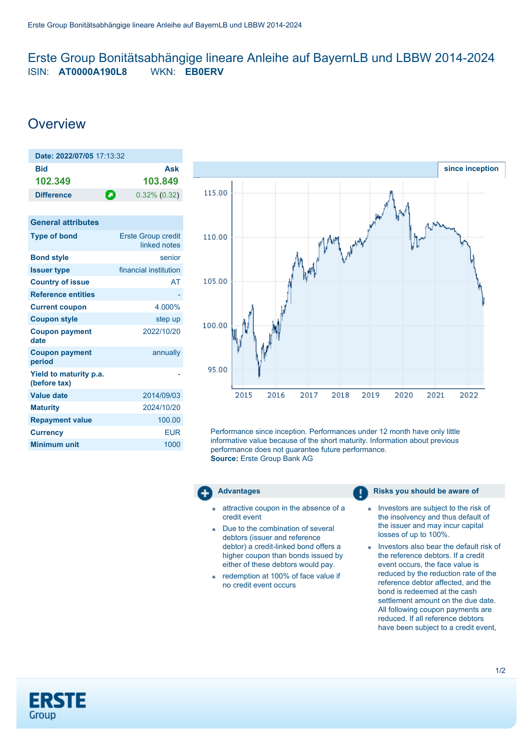# Erste Group Bonitätsabhängige lineare Anleihe auf BayernLB und LBBW 2014-2024

ISIN: **AT0000A190L8** WKN: **EB0ERV**

## Overview

| **Date: 2022/07/05** 17:13:32 | |
|---|---|
| **Bid** | **Ask** |
| **102.349** | **103.849** |
| **Difference** | 0.32% (0.32) |

| General attributes | |
|---|---|
| **Type of bond** | Erste Group credit linked notes |
| **Bond style** | senior |
| **Issuer type** | financial institution |
| **Country of issue** | AT |
| **Reference entities** | - |
| **Current coupon** | 4.000% |
| **Coupon style** | step up |
| **Coupon payment date** | 2022/10/20 |
| **Coupon payment period** | annually |
| **Yield to maturity p.a. (before tax)** | - |
| **Value date** | 2014/09/03 |
| **Maturity** | 2024/10/20 |
| **Repayment value** | 100.00 |
| **Currency** | EUR |
| **Minimum unit** | 1000 |

Performance since inception. Performances under 12 month have only little informative value because of the short maturity. Information about previous performance does not guarantee future performance.
**Source:** Erste Group Bank AG

### Advantages

- attractive coupon in the absence of a credit event
- Due to the combination of several debtors (issuer and reference debtor) a credit-linked bond offers a higher coupon than bonds issued by either of these debtors would pay.
- redemption at 100% of face value if no credit event occurs

### Risks you should be aware of

- Investors are subject to the risk of the insolvency and thus default of the issuer and may incur capital losses of up to 100%.
- Investors also bear the default risk of the reference debtors. If a credit event occurs, the face value is reduced by the reduction rate of the reference debtor affected, and the bond is redeemed at the cash settlement amount on the due date. All following coupon payments are reduced. If all reference debtors have been subject to a credit event,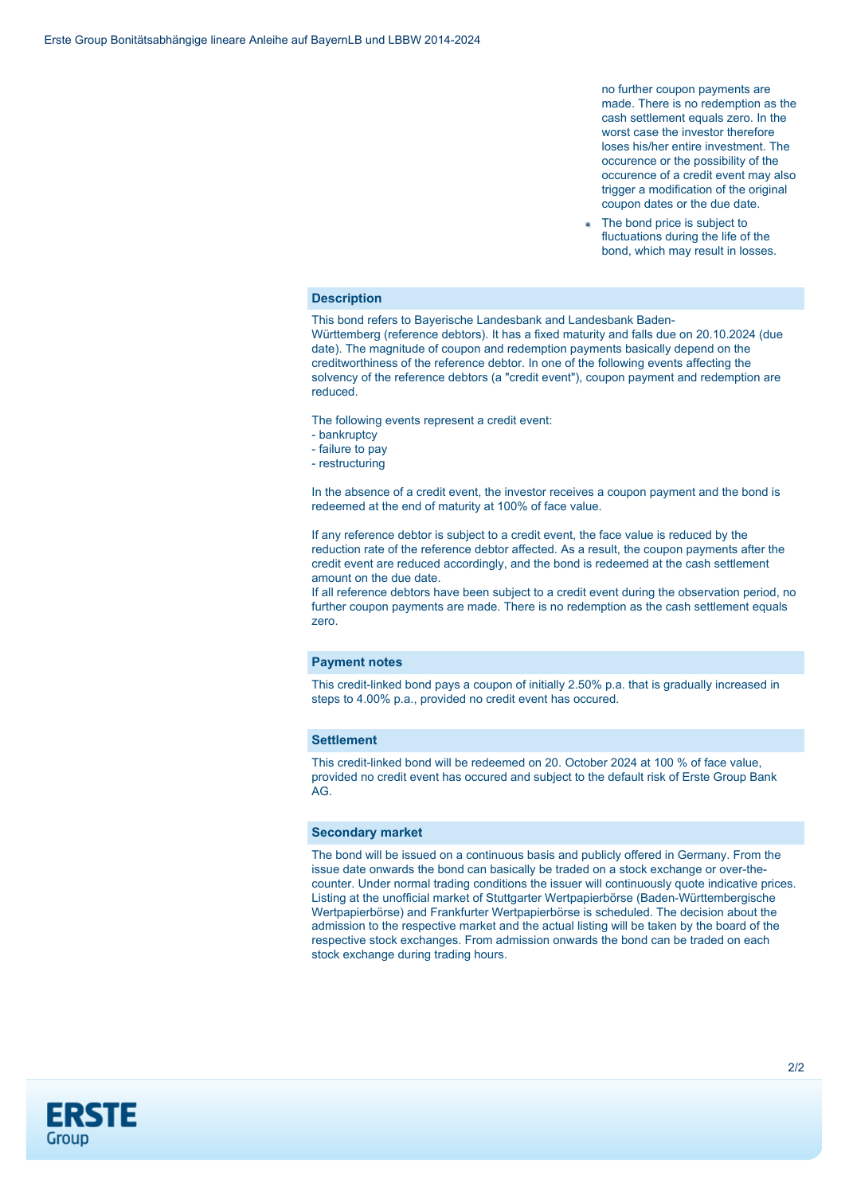no further coupon payments are made. There is no redemption as the cash settlement equals zero. In the worst case the investor therefore loses his/her entire investment. The occurence or the possibility of the occurence of a credit event may also trigger a modification of the original coupon dates or the due date.

- The bond price is subject to fluctuations during the life of the bond, which may result in losses.

## Description

This bond refers to Bayerische Landesbank and Landesbank Baden-Württemberg (reference debtors). It has a fixed maturity and falls due on 20.10.2024 (due date). The magnitude of coupon and redemption payments basically depend on the creditworthiness of the reference debtor. In one of the following events affecting the solvency of the reference debtors (a "credit event"), coupon payment and redemption are reduced.

The following events represent a credit event:
- bankruptcy
- failure to pay
- restructuring

In the absence of a credit event, the investor receives a coupon payment and the bond is redeemed at the end of maturity at 100% of face value.

If any reference debtor is subject to a credit event, the face value is reduced by the reduction rate of the reference debtor affected. As a result, the coupon payments after the credit event are reduced accordingly, and the bond is redeemed at the cash settlement amount on the due date.
If all reference debtors have been subject to a credit event during the observation period, no further coupon payments are made. There is no redemption as the cash settlement equals zero.

## Payment notes

This credit-linked bond pays a coupon of initially 2.50% p.a. that is gradually increased in steps to 4.00% p.a., provided no credit event has occured.

## Settlement

This credit-linked bond will be redeemed on 20. October 2024 at 100 % of face value, provided no credit event has occured and subject to the default risk of Erste Group Bank AG.

## Secondary market

The bond will be issued on a continuous basis and publicly offered in Germany. From the issue date onwards the bond can basically be traded on a stock exchange or over-the-counter. Under normal trading conditions the issuer will continuously quote indicative prices. Listing at the unofficial market of Stuttgarter Wertpapierbörse (Baden-Württembergische Wertpapierbörse) and Frankfurter Wertpapierbörse is scheduled. The decision about the admission to the respective market and the actual listing will be taken by the board of the respective stock exchanges. From admission onwards the bond can be traded on each stock exchange during trading hours.